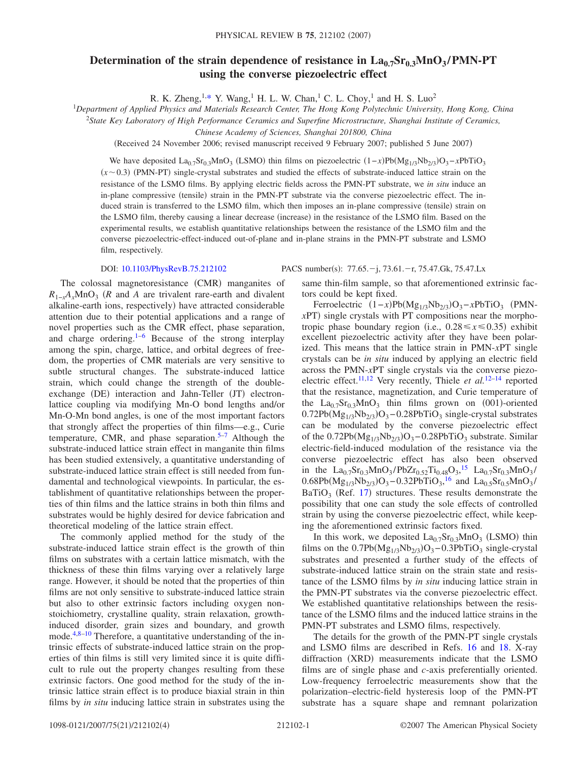# Determination of the strain dependence of resistance in $La_{0.7}Sr_{0.3}MnO_3$/PMN-PT using the converse piezoelectric effect

R. K. Zheng,[1,*] Y. Wang,[1] H. L. W. Chan,[1] C. L. Choy,[1] and H. S. Luo[2]

[1]*Department of Applied Physics and Materials Research Center, The Hong Kong Polytechnic University, Hong Kong, China*

[2]*State Key Laboratory of High Performance Ceramics and Superfine Microstructure, Shanghai Institute of Ceramics, Chinese Academy of Sciences, Shanghai 201800, China*

(Received 24 November 2006; revised manuscript received 9 February 2007; published 5 June 2007)

We have deposited $La_{0.7}Sr_{0.3}MnO_3$ (LSMO) thin films on piezoelectric $(1-x)Pb(Mg_{1/3}Nb_{2/3})O_3-xPbTiO_3$ ($x\sim0.3$) (PMN-PT) single-crystal substrates and studied the effects of substrate-induced lattice strain on the resistance of the LSMO films. By applying electric fields across the PMN-PT substrate, we *in situ* induce an in-plane compressive (tensile) strain in the PMN-PT substrate via the converse piezoelectric effect. The induced strain is transferred to the LSMO film, which then imposes an in-plane compressive (tensile) strain on the LSMO film, thereby causing a linear decrease (increase) in the resistance of the LSMO film. Based on the experimental results, we establish quantitative relationships between the resistance of the LSMO film and the converse piezoelectric-effect-induced out-of-plane and in-plane strains in the PMN-PT substrate and LSMO film, respectively.

DOI: 10.1103/PhysRevB.75.212102 PACS number(s): 77.65.−j, 73.61.−r, 75.47.Gk, 75.47.Lx

The colossal magnetoresistance (CMR) manganites of $R_{1-x}A_xMnO_3$ ($R$ and $A$ are trivalent rare-earth and divalent alkaline-earth ions, respectively) have attracted considerable attention due to their potential applications and a range of novel properties such as the CMR effect, phase separation, and charge ordering.[1–6] Because of the strong interplay among the spin, charge, lattice, and orbital degrees of freedom, the properties of CMR materials are very sensitive to subtle structural changes. The substrate-induced lattice strain, which could change the strength of the double-exchange (DE) interaction and Jahn-Teller (JT) electron-lattice coupling via modifying Mn-O bond lengths and/or Mn-O-Mn bond angles, is one of the most important factors that strongly affect the properties of thin films—e.g., Curie temperature, CMR, and phase separation.[5–7] Although the substrate-induced lattice strain effect in manganite thin films has been studied extensively, a quantitative understanding of substrate-induced lattice strain effect is still needed from fundamental and technological viewpoints. In particular, the establishment of quantitative relationships between the properties of thin films and the lattice strains in both thin films and substrates would be highly desired for device fabrication and theoretical modeling of the lattice strain effect.

The commonly applied method for the study of the substrate-induced lattice strain effect is the growth of thin films on substrates with a certain lattice mismatch, with the thickness of these thin films varying over a relatively large range. However, it should be noted that the properties of thin films are not only sensitive to substrate-induced lattice strain but also to other extrinsic factors including oxygen nonstoichiometry, crystalline quality, strain relaxation, growth-induced disorder, grain sizes and boundary, and growth mode.[4,8–10] Therefore, a quantitative understanding of the intrinsic effects of substrate-induced lattice strain on the properties of thin films is still very limited since it is quite difficult to rule out the property changes resulting from these extrinsic factors. One good method for the study of the intrinsic lattice strain effect is to produce biaxial strain in thin films by *in situ* inducing lattice strain in substrates using the same thin-film sample, so that aforementioned extrinsic factors could be kept fixed.

Ferroelectric $(1-x)Pb(Mg_{1/3}Nb_{2/3})O_3-xPbTiO_3$ (PMN-$x$PT) single crystals with PT compositions near the morphotropic phase boundary region (i.e., $0.28\leq x\leq0.35$) exhibit excellent piezoelectric activity after they have been polarized. This means that the lattice strain in PMN-$x$PT single crystals can be *in situ* induced by applying an electric field across the PMN-$x$PT single crystals via the converse piezoelectric effect.[11,12] Very recently, Thiele *et al.*[12–14] reported that the resistance, magnetization, and Curie temperature of the $La_{0.7}Sr_{0.3}MnO_3$ thin films grown on (001)-oriented $0.72Pb(Mg_{1/3}Nb_{2/3})O_3-0.28PbTiO_3$ single-crystal substrates can be modulated by the converse piezoelectric effect of the $0.72Pb(Mg_{1/3}Nb_{2/3})O_3-0.28PbTiO_3$ substrate. Similar electric-field-induced modulation of the resistance via the converse piezoelectric effect has also been observed in the $La_{0.7}Sr_{0.3}MnO_3/PbZr_{0.52}Ti_{0.48}O_3$,[15] $La_{0.7}Sr_{0.3}MnO_3$/$0.68Pb(Mg_{1/3}Nb_{2/3})O_3-0.32PbTiO_3$,[16] and $La_{0.5}Sr_{0.5}MnO_3$/$BaTiO_3$ (Ref. 17) structures. These results demonstrate the possibility that one can study the sole effects of controlled strain by using the converse piezoelectric effect, while keeping the aforementioned extrinsic factors fixed.

In this work, we deposited $La_{0.7}Sr_{0.3}MnO_3$ (LSMO) thin films on the $0.7Pb(Mg_{1/3}Nb_{2/3})O_3-0.3PbTiO_3$ single-crystal substrates and presented a further study of the effects of substrate-induced lattice strain on the strain state and resistance of the LSMO films by *in situ* inducing lattice strain in the PMN-PT substrates via the converse piezoelectric effect. We established quantitative relationships between the resistance of the LSMO films and the induced lattice strains in the PMN-PT substrates and LSMO films, respectively.

The details for the growth of the PMN-PT single crystals and LSMO films are described in Refs. 16 and 18. X-ray diffraction (XRD) measurements indicate that the LSMO films are of single phase and $c$-axis preferentially oriented. Low-frequency ferroelectric measurements show that the polarization–electric-field hysteresis loop of the PMN-PT substrate has a square shape and remnant polarization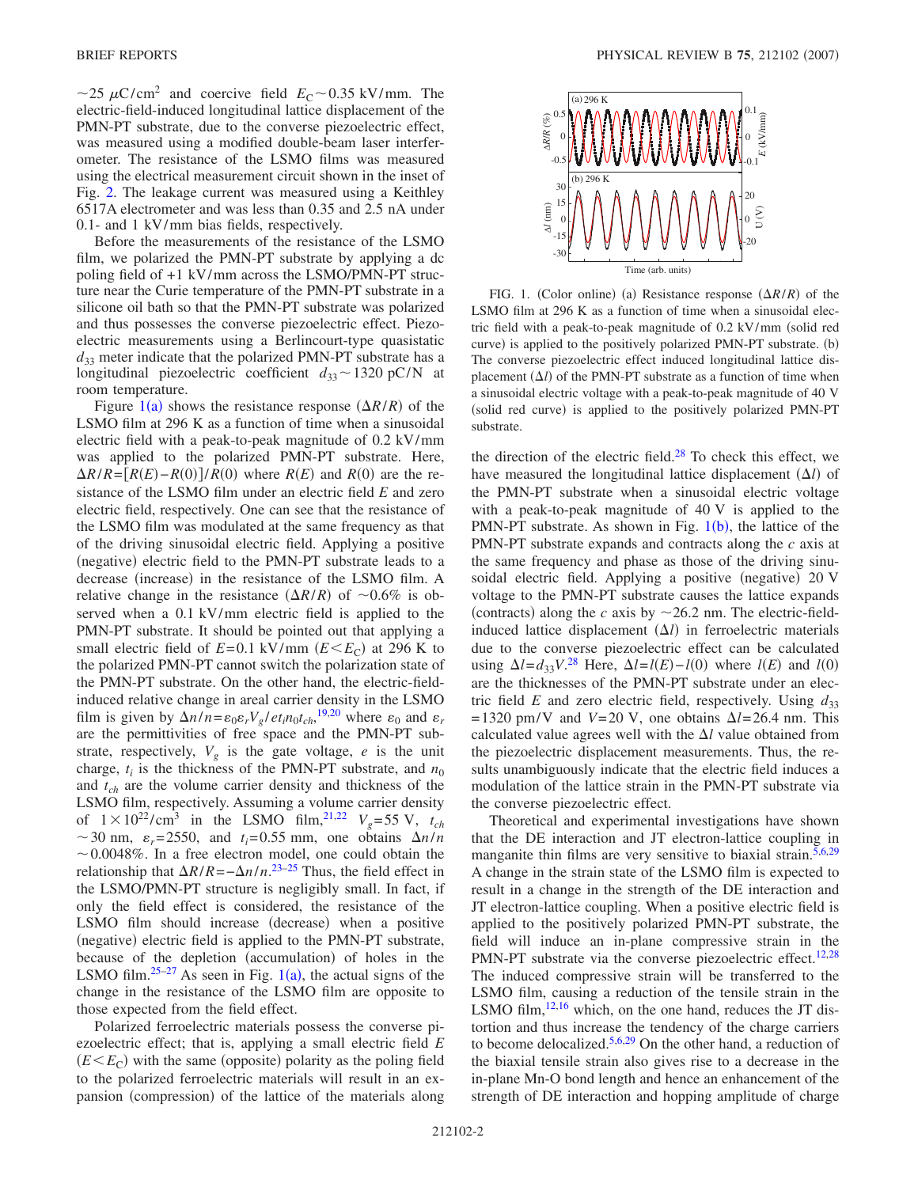~25 $\mu$C/cm$^2$ and coercive field $E_C$ ~ 0.35 kV/mm. The electric-field-induced longitudinal lattice displacement of the PMN-PT substrate, due to the converse piezoelectric effect, was measured using a modified double-beam laser interferometer. The resistance of the LSMO films was measured using the electrical measurement circuit shown in the inset of Fig. 2. The leakage current was measured using a Keithley 6517A electrometer and was less than 0.35 and 2.5 nA under 0.1- and 1 kV/mm bias fields, respectively.

Before the measurements of the resistance of the LSMO film, we polarized the PMN-PT substrate by applying a dc poling field of +1 kV/mm across the LSMO/PMN-PT structure near the Curie temperature of the PMN-PT substrate in a silicone oil bath so that the PMN-PT substrate was polarized and thus possesses the converse piezoelectric effect. Piezoelectric measurements using a Berlincourt-type quasistatic $d_{33}$ meter indicate that the polarized PMN-PT substrate has a longitudinal piezoelectric coefficient $d_{33}$ ~ 1320 pC/N at room temperature.

Figure 1(a) shows the resistance response ($\Delta R/R$) of the LSMO film at 296 K as a function of time when a sinusoidal electric field with a peak-to-peak magnitude of 0.2 kV/mm was applied to the polarized PMN-PT substrate. Here, $\Delta R/R = [R(E) - R(0)]/R(0)$ where $R(E)$ and $R(0)$ are the resistance of the LSMO film under an electric field $E$ and zero electric field, respectively. One can see that the resistance of the LSMO film was modulated at the same frequency as that of the driving sinusoidal electric field. Applying a positive (negative) electric field to the PMN-PT substrate leads to a decrease (increase) in the resistance of the LSMO film. A relative change in the resistance ($\Delta R/R$) of ~0.6% is observed when a 0.1 kV/mm electric field is applied to the PMN-PT substrate. It should be pointed out that applying a small electric field of $E$=0.1 kV/mm ($E < E_C$) at 296 K to the polarized PMN-PT cannot switch the polarization state of the PMN-PT substrate. On the other hand, the electric-field-induced relative change in areal carrier density in the LSMO film is given by $\Delta n/n = \varepsilon_0 \varepsilon_r V_g / e t_i n_0 t_{ch}$,[19,20] where $\varepsilon_0$ and $\varepsilon_r$ are the permittivities of free space and the PMN-PT substrate, respectively, $V_g$ is the gate voltage, $e$ is the unit charge, $t_i$ is the thickness of the PMN-PT substrate, and $n_0$ and $t_{ch}$ are the volume carrier density and thickness of the LSMO film, respectively. Assuming a volume carrier density of $1 \times 10^{22}$/cm$^3$ in the LSMO film,[21,22] $V_g$=55 V, $t_{ch}$ ~ 30 nm, $\varepsilon_r$=2550, and $t_i$=0.55 mm, one obtains $\Delta n/n$ ~ 0.0048%. In a free electron model, one could obtain the relationship that $\Delta R/R = -\Delta n/n$.[23–25] Thus, the field effect in the LSMO/PMN-PT structure is negligibly small. In fact, if only the field effect is considered, the resistance of the LSMO film should increase (decrease) when a positive (negative) electric field is applied to the PMN-PT substrate, because of the depletion (accumulation) of holes in the LSMO film.[25–27] As seen in Fig. 1(a), the actual signs of the change in the resistance of the LSMO film are opposite to those expected from the field effect.

Polarized ferroelectric materials possess the converse piezoelectric effect; that is, applying a small electric field $E$ ($E < E_C$) with the same (opposite) polarity as the poling field to the polarized ferroelectric materials will result in an expansion (compression) of the lattice of the materials along the direction of the electric field.[28] To check this effect, we have measured the longitudinal lattice displacement ($\Delta l$) of the PMN-PT substrate when a sinusoidal electric voltage with a peak-to-peak magnitude of 40 V is applied to the PMN-PT substrate. As shown in Fig. 1(b), the lattice of the PMN-PT substrate expands and contracts along the $c$ axis at the same frequency and phase as those of the driving sinusoidal electric field. Applying a positive (negative) 20 V voltage to the PMN-PT substrate causes the lattice expands (contracts) along the $c$ axis by ~26.2 nm. The electric-field-induced lattice displacement ($\Delta l$) in ferroelectric materials due to the converse piezoelectric effect can be calculated using $\Delta l = d_{33} V$.[28] Here, $\Delta l = l(E) - l(0)$ where $l(E)$ and $l(0)$ are the thicknesses of the PMN-PT substrate under an electric field $E$ and zero electric field, respectively. Using $d_{33}$ =1320 pm/V and $V$=20 V, one obtains $\Delta l$=26.4 nm. This calculated value agrees well with the $\Delta l$ value obtained from the piezoelectric displacement measurements. Thus, the results unambiguously indicate that the electric field induces a modulation of the lattice strain in the PMN-PT substrate via the converse piezoelectric effect.

Theoretical and experimental investigations have shown that the DE interaction and JT electron-lattice coupling in manganite thin films are very sensitive to biaxial strain.[5,6,29] A change in the strain state of the LSMO film is expected to result in a change in the strength of the DE interaction and JT electron-lattice coupling. When a positive electric field is applied to the positively polarized PMN-PT substrate, the field will induce an in-plane compressive strain in the PMN-PT substrate via the converse piezoelectric effect.[12,28] The induced compressive strain will be transferred to the LSMO film, causing a reduction of the tensile strain in the LSMO film,[12,16] which, on the one hand, reduces the JT distortion and thus increase the tendency of the charge carriers to become delocalized.[5,6,29] On the other hand, a reduction of the biaxial tensile strain also gives rise to a decrease in the in-plane Mn-O bond length and hence an enhancement of the strength of DE interaction and hopping amplitude of charge

FIG. 1. (Color online) (a) Resistance response ($\Delta R/R$) of the LSMO film at 296 K as a function of time when a sinusoidal electric field with a peak-to-peak magnitude of 0.2 kV/mm (solid red curve) is applied to the positively polarized PMN-PT substrate. (b) The converse piezoelectric effect induced longitudinal lattice displacement ($\Delta l$) of the PMN-PT substrate as a function of time when a sinusoidal electric voltage with a peak-to-peak magnitude of 40 V (solid red curve) is applied to the positively polarized PMN-PT substrate.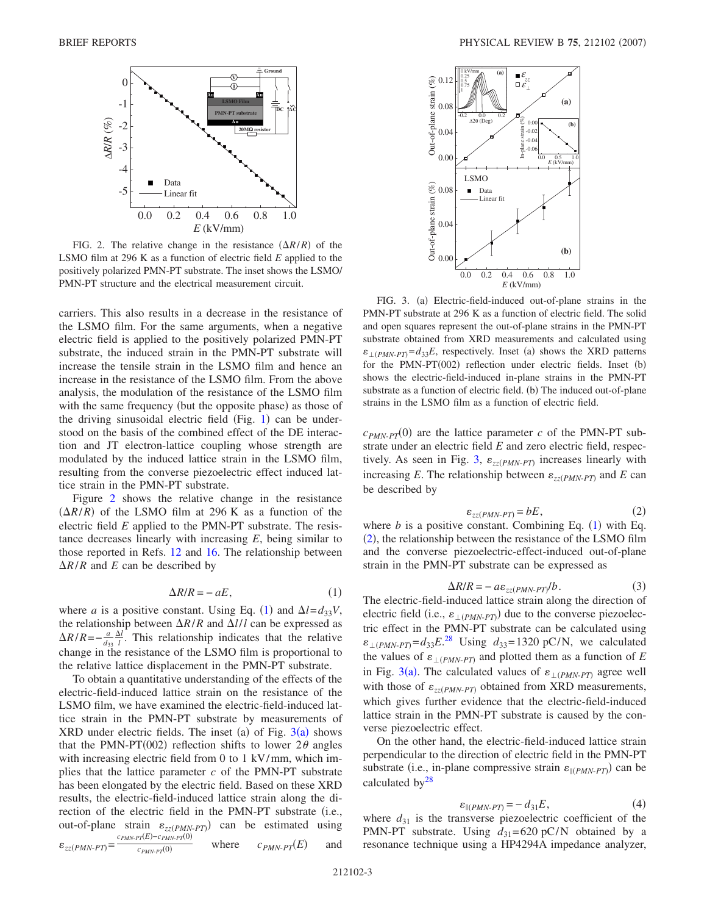FIG. 2. The relative change in the resistance ($\Delta R/R$) of the LSMO film at 296 K as a function of electric field $E$ applied to the positively polarized PMN-PT substrate. The inset shows the LSMO/PMN-PT structure and the electrical measurement circuit.

carriers. This also results in a decrease in the resistance of the LSMO film. For the same arguments, when a negative electric field is applied to the positively polarized PMN-PT substrate, the induced strain in the PMN-PT substrate will increase the tensile strain in the LSMO film and hence an increase in the resistance of the LSMO film. From the above analysis, the modulation of the resistance of the LSMO film with the same frequency (but the opposite phase) as those of the driving sinusoidal electric field (Fig. 1) can be understood on the basis of the combined effect of the DE interaction and JT electron-lattice coupling whose strength are modulated by the induced lattice strain in the LSMO film, resulting from the converse piezoelectric effect induced lattice strain in the PMN-PT substrate.

Figure 2 shows the relative change in the resistance ($\Delta R/R$) of the LSMO film at 296 K as a function of the electric field $E$ applied to the PMN-PT substrate. The resistance decreases linearly with increasing $E$, being similar to those reported in Refs. 12 and 16. The relationship between $\Delta R/R$ and $E$ can be described by

$$\Delta R/R = -aE, \tag{1}$$

where $a$ is a positive constant. Using Eq. (1) and $\Delta l = d_{33}V$, the relationship between $\Delta R/R$ and $\Delta l/l$ can be expressed as $\Delta R/R = -\frac{a}{d_{33}}\frac{\Delta l}{l}$. This relationship indicates that the relative change in the resistance of the LSMO film is proportional to the relative lattice displacement in the PMN-PT substrate.

To obtain a quantitative understanding of the effects of the electric-field-induced lattice strain on the resistance of the LSMO film, we have examined the electric-field-induced lattice strain in the PMN-PT substrate by measurements of XRD under electric fields. The inset (a) of Fig. 3(a) shows that the PMN-PT(002) reflection shifts to lower $2\theta$ angles with increasing electric field from 0 to 1 kV/mm, which implies that the lattice parameter $c$ of the PMN-PT substrate has been elongated by the electric field. Based on these XRD results, the electric-field-induced lattice strain along the direction of the electric field in the PMN-PT substrate (i.e., out-of-plane strain $\varepsilon_{zz(PMN\text{-}PT)}$) can be estimated using $\varepsilon_{zz(PMN\text{-}PT)} = \frac{c_{PMN\text{-}PT}(E) - c_{PMN\text{-}PT}(0)}{c_{PMN\text{-}PT}(0)}$ where $c_{PMN\text{-}PT}(E)$ and $c_{PMN\text{-}PT}(0)$ are the lattice parameter $c$ of the PMN-PT substrate under an electric field $E$ and zero electric field, respectively. As seen in Fig. 3, $\varepsilon_{zz(PMN\text{-}PT)}$ increases linearly with increasing $E$. The relationship between $\varepsilon_{zz(PMN\text{-}PT)}$ and $E$ can be described by

FIG. 3. (a) Electric-field-induced out-of-plane strains in the PMN-PT substrate at 296 K as a function of electric field. The solid and open squares represent the out-of-plane strains in the PMN-PT substrate obtained from XRD measurements and calculated using $\varepsilon_{\perp(PMN\text{-}PT)} = d_{33}E$, respectively. Inset (a) shows the XRD patterns for the PMN-PT(002) reflection under electric fields. Inset (b) shows the electric-field-induced in-plane strains in the PMN-PT substrate as a function of electric field. (b) The induced out-of-plane strains in the LSMO film as a function of electric field.

$$\varepsilon_{zz(PMN\text{-}PT)} = bE, \tag{2}$$

where $b$ is a positive constant. Combining Eq. (1) with Eq. (2), the relationship between the resistance of the LSMO film and the converse piezoelectric-effect-induced out-of-plane strain in the PMN-PT substrate can be expressed as

$$\Delta R/R = -a\varepsilon_{zz(PMN\text{-}PT)}/b. \tag{3}$$

The electric-field-induced lattice strain along the direction of electric field (i.e., $\varepsilon_{\perp(PMN\text{-}PT)}$) due to the converse piezoelectric effect in the PMN-PT substrate can be calculated using $\varepsilon_{\perp(PMN\text{-}PT)} = d_{33}E$.[28] Using $d_{33} = 1320$ pC/N, we calculated the values of $\varepsilon_{\perp(PMN\text{-}PT)}$ and plotted them as a function of $E$ in Fig. 3(a). The calculated values of $\varepsilon_{\perp(PMN\text{-}PT)}$ agree well with those of $\varepsilon_{zz(PMN\text{-}PT)}$ obtained from XRD measurements, which gives further evidence that the electric-field-induced lattice strain in the PMN-PT substrate is caused by the converse piezoelectric effect.

On the other hand, the electric-field-induced lattice strain perpendicular to the direction of electric field in the PMN-PT substrate (i.e., in-plane compressive strain $\varepsilon_{\parallel(PMN\text{-}PT)}$) can be calculated by[28]

$$\varepsilon_{\parallel(PMN\text{-}PT)} = -d_{31}E, \tag{4}$$

where $d_{31}$ is the transverse piezoelectric coefficient of the PMN-PT substrate. Using $d_{31} = 620$ pC/N obtained by a resonance technique using a HP4294A impedance analyzer,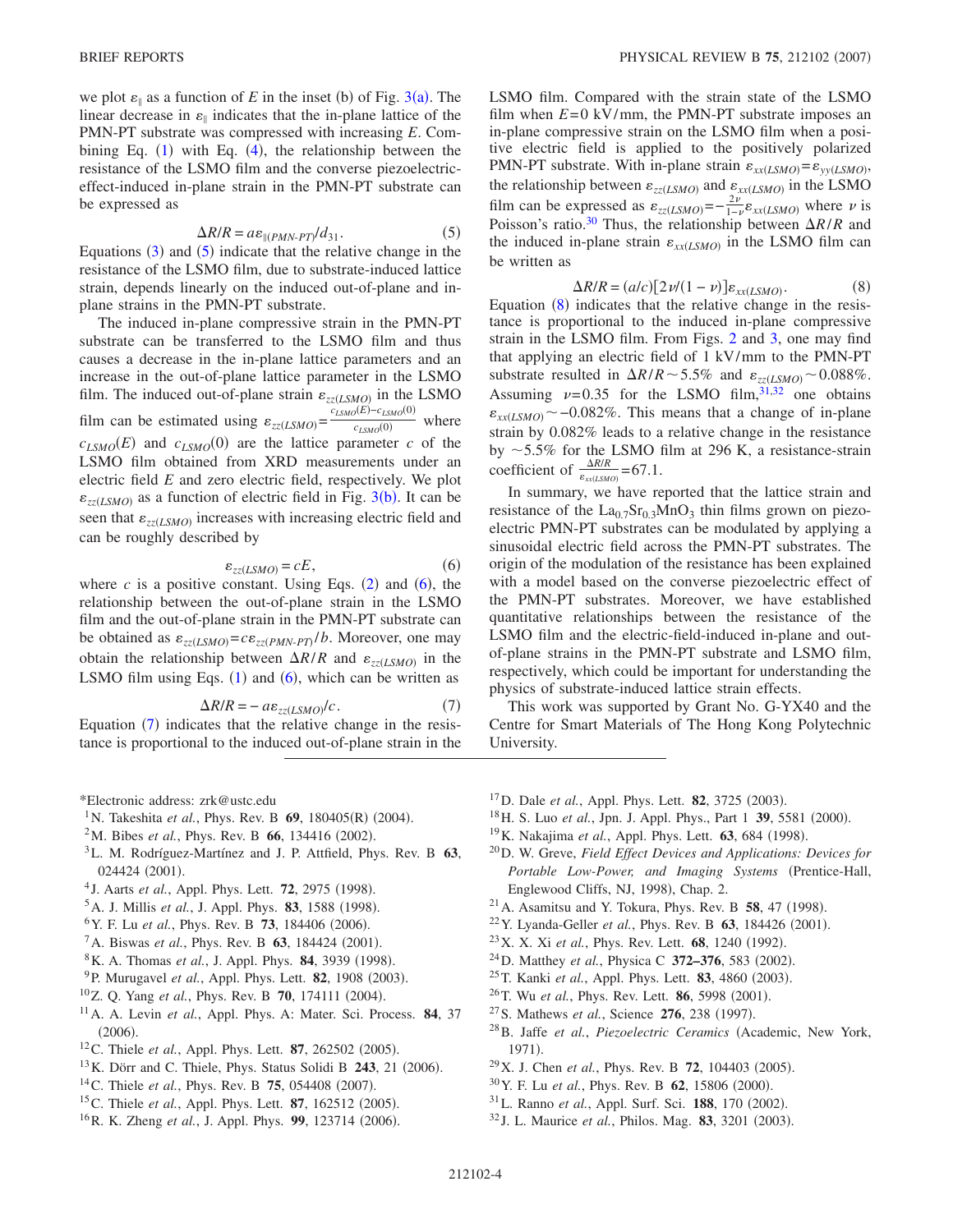we plot $\varepsilon_{\parallel}$ as a function of $E$ in the inset (b) of Fig. 3(a). The linear decrease in $\varepsilon_{\parallel}$ indicates that the in-plane lattice of the PMN-PT substrate was compressed with increasing $E$. Combining Eq. (1) with Eq. (4), the relationship between the resistance of the LSMO film and the converse piezoelectric-effect-induced in-plane strain in the PMN-PT substrate can be expressed as

$$\Delta R/R = a\varepsilon_{\parallel(PMN\text{-}PT)}/d_{31}. \qquad (5)$$

Equations (3) and (5) indicate that the relative change in the resistance of the LSMO film, due to substrate-induced lattice strain, depends linearly on the induced out-of-plane and in-plane strains in the PMN-PT substrate.

The induced in-plane compressive strain in the PMN-PT substrate can be transferred to the LSMO film and thus causes a decrease in the in-plane lattice parameters and an increase in the out-of-plane lattice parameter in the LSMO film. The induced out-of-plane strain $\varepsilon_{zz(LSMO)}$ in the LSMO film can be estimated using $\varepsilon_{zz(LSMO)} = \frac{c_{LSMO}(E) - c_{LSMO}(0)}{c_{LSMO}(0)}$ where $c_{LSMO}(E)$ and $c_{LSMO}(0)$ are the lattice parameter $c$ of the LSMO film obtained from XRD measurements under an electric field $E$ and zero electric field, respectively. We plot $\varepsilon_{zz(LSMO)}$ as a function of electric field in Fig. 3(b). It can be seen that $\varepsilon_{zz(LSMO)}$ increases with increasing electric field and can be roughly described by

$$\varepsilon_{zz(LSMO)} = cE, \qquad (6)$$

where $c$ is a positive constant. Using Eqs. (2) and (6), the relationship between the out-of-plane strain in the LSMO film and the out-of-plane strain in the PMN-PT substrate can be obtained as $\varepsilon_{zz(LSMO)} = c\varepsilon_{zz(PMN\text{-}PT)}/b$. Moreover, one may obtain the relationship between $\Delta R/R$ and $\varepsilon_{zz(LSMO)}$ in the LSMO film using Eqs. (1) and (6), which can be written as

$$\Delta R/R = -a\varepsilon_{zz(LSMO)}/c. \qquad (7)$$

Equation (7) indicates that the relative change in the resistance is proportional to the induced out-of-plane strain in the LSMO film. Compared with the strain state of the LSMO film when $E = 0$ kV/mm, the PMN-PT substrate imposes an in-plane compressive strain on the LSMO film when a positive electric field is applied to the positively polarized PMN-PT substrate. With in-plane strain $\varepsilon_{xx(LSMO)} = \varepsilon_{yy(LSMO)}$, the relationship between $\varepsilon_{zz(LSMO)}$ and $\varepsilon_{xx(LSMO)}$ in the LSMO film can be expressed as $\varepsilon_{zz(LSMO)} = -\frac{2\nu}{1-\nu}\varepsilon_{xx(LSMO)}$ where $\nu$ is Poisson's ratio.[30] Thus, the relationship between $\Delta R/R$ and the induced in-plane strain $\varepsilon_{xx(LSMO)}$ in the LSMO film can be written as

$$\Delta R/R = (a/c)[2\nu/(1-\nu)]\varepsilon_{xx(LSMO)}. \qquad (8)$$

Equation (8) indicates that the relative change in the resistance is proportional to the induced in-plane compressive strain in the LSMO film. From Figs. 2 and 3, one may find that applying an electric field of 1 kV/mm to the PMN-PT substrate resulted in $\Delta R/R \sim 5.5\%$ and $\varepsilon_{zz(LSMO)} \sim 0.088\%$. Assuming $\nu = 0.35$ for the LSMO film,[31,32] one obtains $\varepsilon_{xx(LSMO)} \sim -0.082\%$. This means that a change of in-plane strain by 0.082% leads to a relative change in the resistance by $\sim$5.5% for the LSMO film at 296 K, a resistance-strain coefficient of $\frac{\Delta R/R}{\varepsilon_{xx(LSMO)}} = 67.1$.

In summary, we have reported that the lattice strain and resistance of the $La_{0.7}Sr_{0.3}MnO_3$ thin films grown on piezoelectric PMN-PT substrates can be modulated by applying a sinusoidal electric field across the PMN-PT substrates. The origin of the modulation of the resistance has been explained with a model based on the converse piezoelectric effect of the PMN-PT substrates. Moreover, we have established quantitative relationships between the resistance of the LSMO film and the electric-field-induced in-plane and out-of-plane strains in the PMN-PT substrate and LSMO film, respectively, which could be important for understanding the physics of substrate-induced lattice strain effects.

This work was supported by Grant No. G-YX40 and the Centre for Smart Materials of The Hong Kong Polytechnic University.

---

*Electronic address: zrk@ustc.edu

[1] N. Takeshita *et al.*, Phys. Rev. B **69**, 180405(R) (2004).

[2] M. Bibes *et al.*, Phys. Rev. B **66**, 134416 (2002).

[3] L. M. Rodríguez-Martínez and J. P. Attfield, Phys. Rev. B **63**, 024424 (2001).

[4] J. Aarts *et al.*, Appl. Phys. Lett. **72**, 2975 (1998).

[5] A. J. Millis *et al.*, J. Appl. Phys. **83**, 1588 (1998).

[6] Y. F. Lu *et al.*, Phys. Rev. B **73**, 184406 (2006).

[7] A. Biswas *et al.*, Phys. Rev. B **63**, 184424 (2001).

[8] K. A. Thomas *et al.*, J. Appl. Phys. **84**, 3939 (1998).

[9] P. Murugavel *et al.*, Appl. Phys. Lett. **82**, 1908 (2003).

[10] Z. Q. Yang *et al.*, Phys. Rev. B **70**, 174111 (2004).

[11] A. A. Levin *et al.*, Appl. Phys. A: Mater. Sci. Process. **84**, 37 (2006).

[12] C. Thiele *et al.*, Appl. Phys. Lett. **87**, 262502 (2005).

[13] K. Dörr and C. Thiele, Phys. Status Solidi B **243**, 21 (2006).

[14] C. Thiele *et al.*, Phys. Rev. B **75**, 054408 (2007).

[15] C. Thiele *et al.*, Appl. Phys. Lett. **87**, 162512 (2005).

[16] R. K. Zheng *et al.*, J. Appl. Phys. **99**, 123714 (2006).

[17] D. Dale *et al.*, Appl. Phys. Lett. **82**, 3725 (2003).

[18] H. S. Luo *et al.*, Jpn. J. Appl. Phys., Part 1 **39**, 5581 (2000).

[19] K. Nakajima *et al.*, Appl. Phys. Lett. **63**, 684 (1998).

[20] D. W. Greve, *Field Effect Devices and Applications: Devices for Portable Low-Power, and Imaging Systems* (Prentice-Hall, Englewood Cliffs, NJ, 1998), Chap. 2.

[21] A. Asamitsu and Y. Tokura, Phys. Rev. B **58**, 47 (1998).

[22] Y. Lyanda-Geller *et al.*, Phys. Rev. B **63**, 184426 (2001).

[23] X. X. Xi *et al.*, Phys. Rev. Lett. **68**, 1240 (1992).

[24] D. Matthey *et al.*, Physica C **372–376**, 583 (2002).

[25] T. Kanki *et al.*, Appl. Phys. Lett. **83**, 4860 (2003).

[26] T. Wu *et al.*, Phys. Rev. Lett. **86**, 5998 (2001).

[27] S. Mathews *et al.*, Science **276**, 238 (1997).

[28] B. Jaffe *et al.*, *Piezoelectric Ceramics* (Academic, New York, 1971).

[29] X. J. Chen *et al.*, Phys. Rev. B **72**, 104403 (2005).

[30] Y. F. Lu *et al.*, Phys. Rev. B **62**, 15806 (2000).

[31] L. Ranno *et al.*, Appl. Surf. Sci. **188**, 170 (2002).

[32] J. L. Maurice *et al.*, Philos. Mag. **83**, 3201 (2003).